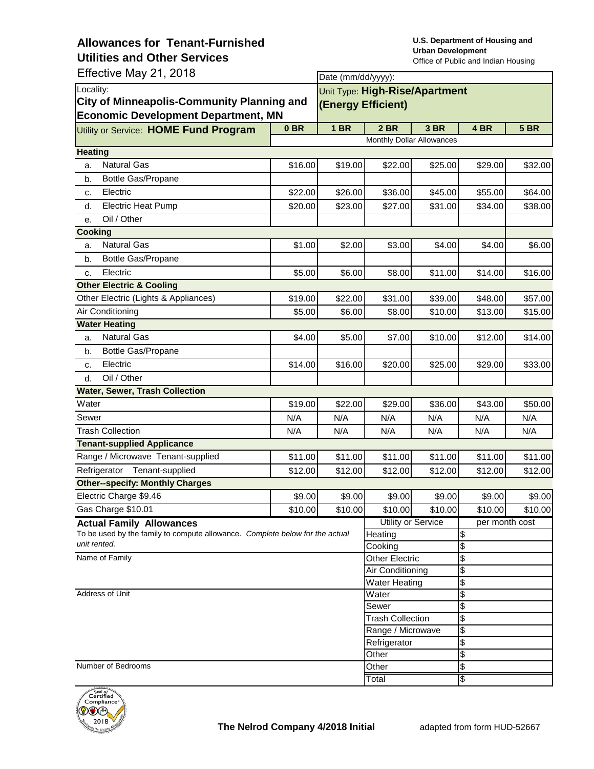# Allowances for Tenant-Furnished Utilities and Other Services

Effective May 21, 2018

**U.S. Department of Housing and Urban Development**
Office of Public and Indian Housing

Date (mm/dd/yyyy):

Locality:
**City of Minneapolis-Community Planning and Economic Development Department, MN**

Unit Type: **High-Rise/Apartment (Energy Efficient)**

| Utility or Service: **HOME Fund Program** | 0 BR | 1 BR | 2 BR | 3 BR | 4 BR | 5 BR |
|---|---|---|---|---|---|---|
| | Monthly Dollar Allowances | | | | | |
| **Heating** | | | | | | |
| a. Natural Gas | $16.00 | $19.00 | $22.00 | $25.00 | $29.00 | $32.00 |
| b. Bottle Gas/Propane | | | | | | |
| c. Electric | $22.00 | $26.00 | $36.00 | $45.00 | $55.00 | $64.00 |
| d. Electric Heat Pump | $20.00 | $23.00 | $27.00 | $31.00 | $34.00 | $38.00 |
| e. Oil / Other | | | | | | |
| **Cooking** | | | | | | |
| a. Natural Gas | $1.00 | $2.00 | $3.00 | $4.00 | $4.00 | $6.00 |
| b. Bottle Gas/Propane | | | | | | |
| c. Electric | $5.00 | $6.00 | $8.00 | $11.00 | $14.00 | $16.00 |
| **Other Electric & Cooling** | | | | | | |
| Other Electric (Lights & Appliances) | $19.00 | $22.00 | $31.00 | $39.00 | $48.00 | $57.00 |
| Air Conditioning | $5.00 | $6.00 | $8.00 | $10.00 | $13.00 | $15.00 |
| **Water Heating** | | | | | | |
| a. Natural Gas | $4.00 | $5.00 | $7.00 | $10.00 | $12.00 | $14.00 |
| b. Bottle Gas/Propane | | | | | | |
| c. Electric | $14.00 | $16.00 | $20.00 | $25.00 | $29.00 | $33.00 |
| d. Oil / Other | | | | | | |
| **Water, Sewer, Trash Collection** | | | | | | |
| Water | $19.00 | $22.00 | $29.00 | $36.00 | $43.00 | $50.00 |
| Sewer | N/A | N/A | N/A | N/A | N/A | N/A |
| Trash Collection | N/A | N/A | N/A | N/A | N/A | N/A |
| **Tenant-supplied Applicance** | | | | | | |
| Range / Microwave Tenant-supplied | $11.00 | $11.00 | $11.00 | $11.00 | $11.00 | $11.00 |
| Refrigerator Tenant-supplied | $12.00 | $12.00 | $12.00 | $12.00 | $12.00 | $12.00 |
| **Other--specify: Monthly Charges** | | | | | | |
| Electric Charge $9.46 | $9.00 | $9.00 | $9.00 | $9.00 | $9.00 | $9.00 |
| Gas Charge $10.01 | $10.00 | $10.00 | $10.00 | $10.00 | $10.00 | $10.00 |

**Actual Family Allowances**

*To be used by the family to compute allowance. Complete below for the actual unit rented.*

Name of Family

Address of Unit

Number of Bedrooms

| Utility or Service | per month cost |
|---|---|
| Heating | $ |
| Cooking | $ |
| Other Electric | $ |
| Air Conditioning | $ |
| Water Heating | $ |
| Water | $ |
| Sewer | $ |
| Trash Collection | $ |
| Range / Microwave | $ |
| Refrigerator | $ |
| Other | $ |
| Other | $ |
| Total | $ |

**The Nelrod Company 4/2018 Initial**

adapted from form HUD-52667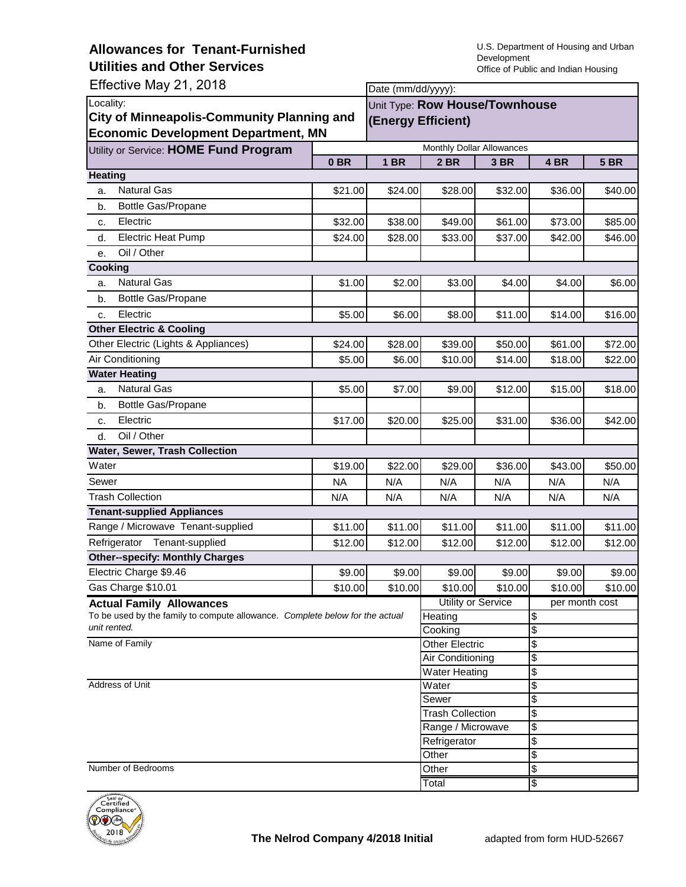## Allowances for Tenant-Furnished Utilities and Other Services

Effective May 21, 2018

U.S. Department of Housing and Urban Development
Office of Public and Indian Housing

Date (mm/dd/yyyy):

Locality: **City of Minneapolis-Community Planning and Economic Development Department, MN**

Unit Type: **Row House/Townhouse (Energy Efficient)**

Utility or Service: **HOME Fund Program**

| | Monthly Dollar Allowances | | | | | |
|---|---|---|---|---|---|---|
| | **0 BR** | **1 BR** | **2 BR** | **3 BR** | **4 BR** | **5 BR** |
| **Heating** | | | | | | |
| a. Natural Gas | $21.00 | $24.00 | $28.00 | $32.00 | $36.00 | $40.00 |
| b. Bottle Gas/Propane | | | | | | |
| c. Electric | $32.00 | $38.00 | $49.00 | $61.00 | $73.00 | $85.00 |
| d. Electric Heat Pump | $24.00 | $28.00 | $33.00 | $37.00 | $42.00 | $46.00 |
| e. Oil / Other | | | | | | |
| **Cooking** | | | | | | |
| a. Natural Gas | $1.00 | $2.00 | $3.00 | $4.00 | $4.00 | $6.00 |
| b. Bottle Gas/Propane | | | | | | |
| c. Electric | $5.00 | $6.00 | $8.00 | $11.00 | $14.00 | $16.00 |
| **Other Electric & Cooling** | | | | | | |
| Other Electric (Lights & Appliances) | $24.00 | $28.00 | $39.00 | $50.00 | $61.00 | $72.00 |
| Air Conditioning | $5.00 | $6.00 | $10.00 | $14.00 | $18.00 | $22.00 |
| **Water Heating** | | | | | | |
| a. Natural Gas | $5.00 | $7.00 | $9.00 | $12.00 | $15.00 | $18.00 |
| b. Bottle Gas/Propane | | | | | | |
| c. Electric | $17.00 | $20.00 | $25.00 | $31.00 | $36.00 | $42.00 |
| d. Oil / Other | | | | | | |
| **Water, Sewer, Trash Collection** | | | | | | |
| Water | $19.00 | $22.00 | $29.00 | $36.00 | $43.00 | $50.00 |
| Sewer | NA | N/A | N/A | N/A | N/A | N/A |
| Trash Collection | N/A | N/A | N/A | N/A | N/A | N/A |
| **Tenant-supplied Appliances** | | | | | | |
| Range / Microwave Tenant-supplied | $11.00 | $11.00 | $11.00 | $11.00 | $11.00 | $11.00 |
| Refrigerator Tenant-supplied | $12.00 | $12.00 | $12.00 | $12.00 | $12.00 | $12.00 |
| **Other--specify: Monthly Charges** | | | | | | |
| Electric Charge $9.46 | $9.00 | $9.00 | $9.00 | $9.00 | $9.00 | $9.00 |
| Gas Charge $10.01 | $10.00 | $10.00 | $10.00 | $10.00 | $10.00 | $10.00 |

**Actual Family Allowances**
To be used by the family to compute allowance. *Complete below for the actual unit rented.*

Name of Family

Address of Unit

Number of Bedrooms

| Utility or Service | per month cost |
|---|---|
| Heating | $ |
| Cooking | $ |
| Other Electric | $ |
| Air Conditioning | $ |
| Water Heating | $ |
| Water | $ |
| Sewer | $ |
| Trash Collection | $ |
| Range / Microwave | $ |
| Refrigerator | $ |
| Other | $ |
| Other | $ |
| Total | $ |

Seal of Certified Compliance 2018

**The Nelrod Company 4/2018 Initial** adapted from form HUD-52667